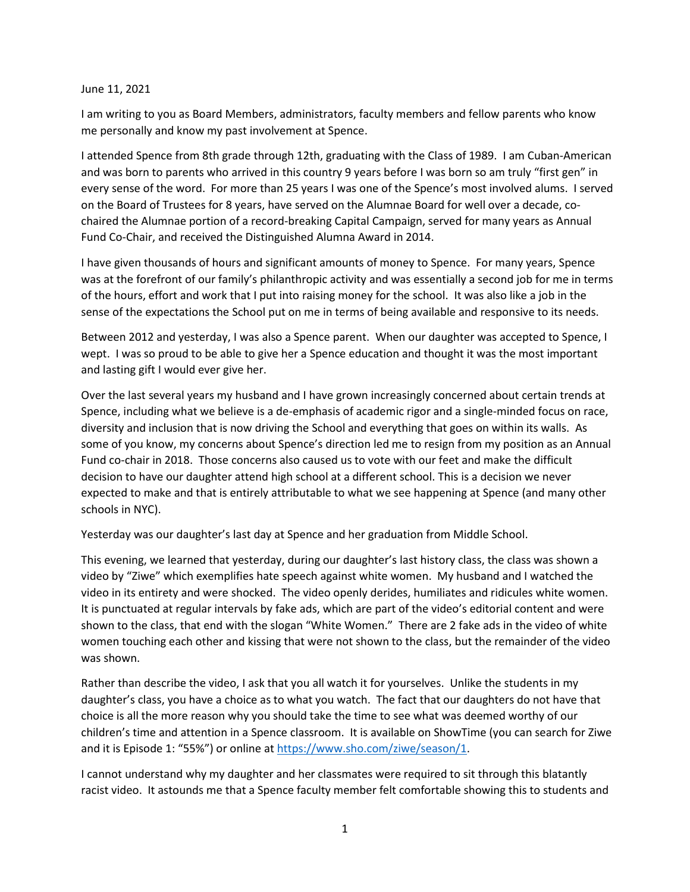June 11, 2021

I am writing to you as Board Members, administrators, faculty members and fellow parents who know me personally and know my past involvement at Spence.

I attended Spence from 8th grade through 12th, graduating with the Class of 1989. I am Cuban-American and was born to parents who arrived in this country 9 years before I was born so am truly "first gen" in every sense of the word. For more than 25 years I was one of the Spence's most involved alums. I served on the Board of Trustees for 8 years, have served on the Alumnae Board for well over a decade, co-chaired the Alumnae portion of a record-breaking Capital Campaign, served for many years as Annual Fund Co-Chair, and received the Distinguished Alumna Award in 2014.

I have given thousands of hours and significant amounts of money to Spence. For many years, Spence was at the forefront of our family's philanthropic activity and was essentially a second job for me in terms of the hours, effort and work that I put into raising money for the school. It was also like a job in the sense of the expectations the School put on me in terms of being available and responsive to its needs.

Between 2012 and yesterday, I was also a Spence parent. When our daughter was accepted to Spence, I wept. I was so proud to be able to give her a Spence education and thought it was the most important and lasting gift I would ever give her.

Over the last several years my husband and I have grown increasingly concerned about certain trends at Spence, including what we believe is a de-emphasis of academic rigor and a single-minded focus on race, diversity and inclusion that is now driving the School and everything that goes on within its walls. As some of you know, my concerns about Spence's direction led me to resign from my position as an Annual Fund co-chair in 2018. Those concerns also caused us to vote with our feet and make the difficult decision to have our daughter attend high school at a different school. This is a decision we never expected to make and that is entirely attributable to what we see happening at Spence (and many other schools in NYC).

Yesterday was our daughter's last day at Spence and her graduation from Middle School.

This evening, we learned that yesterday, during our daughter's last history class, the class was shown a video by "Ziwe" which exemplifies hate speech against white women. My husband and I watched the video in its entirety and were shocked. The video openly derides, humiliates and ridicules white women. It is punctuated at regular intervals by fake ads, which are part of the video's editorial content and were shown to the class, that end with the slogan "White Women." There are 2 fake ads in the video of white women touching each other and kissing that were not shown to the class, but the remainder of the video was shown.

Rather than describe the video, I ask that you all watch it for yourselves. Unlike the students in my daughter's class, you have a choice as to what you watch. The fact that our daughters do not have that choice is all the more reason why you should take the time to see what was deemed worthy of our children's time and attention in a Spence classroom. It is available on ShowTime (you can search for Ziwe and it is Episode 1: "55%") or online at [https://www.sho.com/ziwe/season/1](https://www.sho.com/ziwe/season/1).

I cannot understand why my daughter and her classmates were required to sit through this blatantly racist video. It astounds me that a Spence faculty member felt comfortable showing this to students and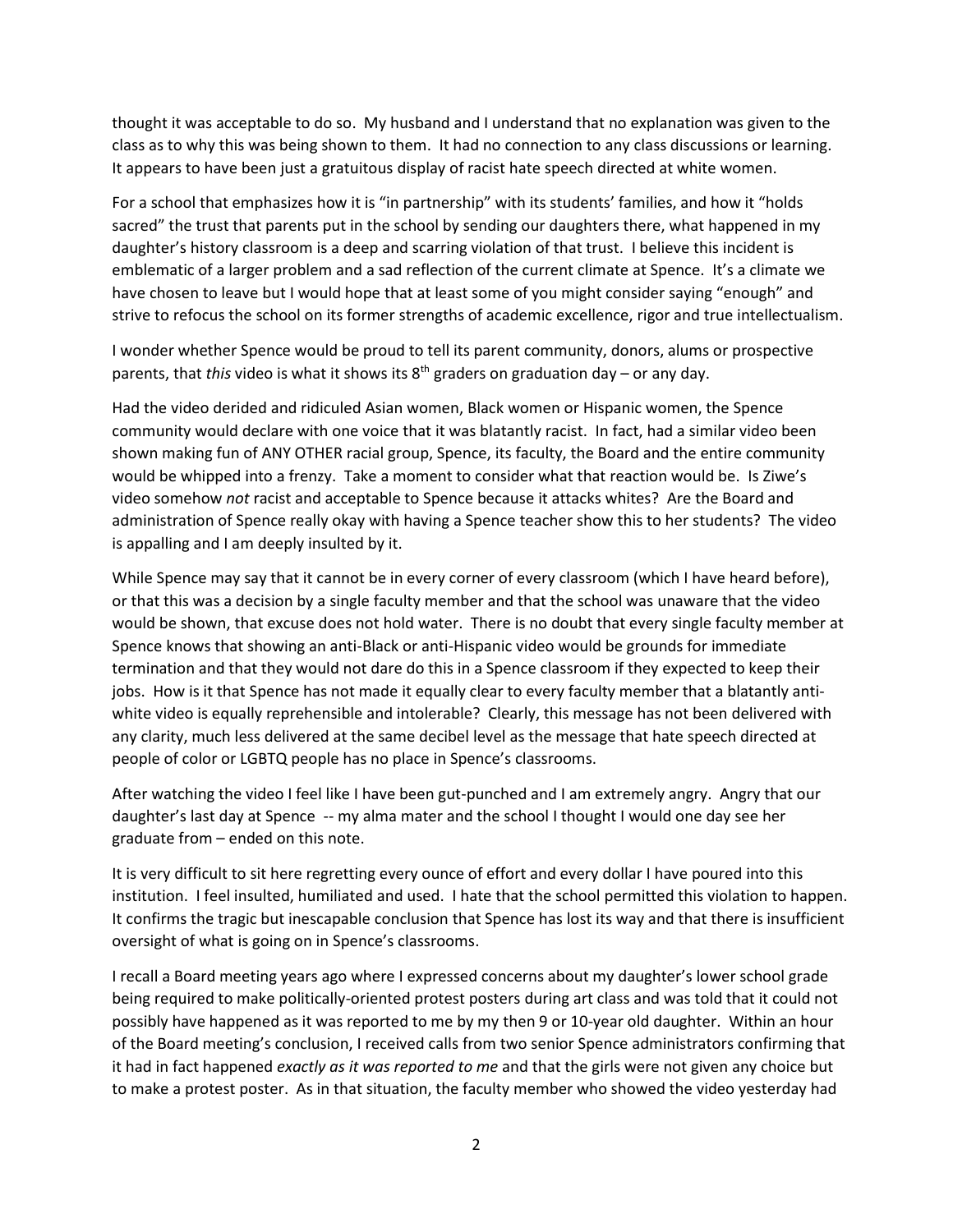thought it was acceptable to do so. My husband and I understand that no explanation was given to the class as to why this was being shown to them. It had no connection to any class discussions or learning. It appears to have been just a gratuitous display of racist hate speech directed at white women.

For a school that emphasizes how it is "in partnership" with its students' families, and how it "holds sacred" the trust that parents put in the school by sending our daughters there, what happened in my daughter's history classroom is a deep and scarring violation of that trust. I believe this incident is emblematic of a larger problem and a sad reflection of the current climate at Spence. It's a climate we have chosen to leave but I would hope that at least some of you might consider saying "enough" and strive to refocus the school on its former strengths of academic excellence, rigor and true intellectualism.

I wonder whether Spence would be proud to tell its parent community, donors, alums or prospective parents, that *this* video is what it shows its 8th graders on graduation day – or any day.

Had the video derided and ridiculed Asian women, Black women or Hispanic women, the Spence community would declare with one voice that it was blatantly racist. In fact, had a similar video been shown making fun of ANY OTHER racial group, Spence, its faculty, the Board and the entire community would be whipped into a frenzy. Take a moment to consider what that reaction would be. Is Ziwe's video somehow *not* racist and acceptable to Spence because it attacks whites? Are the Board and administration of Spence really okay with having a Spence teacher show this to her students? The video is appalling and I am deeply insulted by it.

While Spence may say that it cannot be in every corner of every classroom (which I have heard before), or that this was a decision by a single faculty member and that the school was unaware that the video would be shown, that excuse does not hold water. There is no doubt that every single faculty member at Spence knows that showing an anti-Black or anti-Hispanic video would be grounds for immediate termination and that they would not dare do this in a Spence classroom if they expected to keep their jobs. How is it that Spence has not made it equally clear to every faculty member that a blatantly anti-white video is equally reprehensible and intolerable? Clearly, this message has not been delivered with any clarity, much less delivered at the same decibel level as the message that hate speech directed at people of color or LGBTQ people has no place in Spence's classrooms.

After watching the video I feel like I have been gut-punched and I am extremely angry. Angry that our daughter's last day at Spence -- my alma mater and the school I thought I would one day see her graduate from – ended on this note.

It is very difficult to sit here regretting every ounce of effort and every dollar I have poured into this institution. I feel insulted, humiliated and used. I hate that the school permitted this violation to happen. It confirms the tragic but inescapable conclusion that Spence has lost its way and that there is insufficient oversight of what is going on in Spence's classrooms.

I recall a Board meeting years ago where I expressed concerns about my daughter's lower school grade being required to make politically-oriented protest posters during art class and was told that it could not possibly have happened as it was reported to me by my then 9 or 10-year old daughter. Within an hour of the Board meeting's conclusion, I received calls from two senior Spence administrators confirming that it had in fact happened *exactly as it was reported to me* and that the girls were not given any choice but to make a protest poster. As in that situation, the faculty member who showed the video yesterday had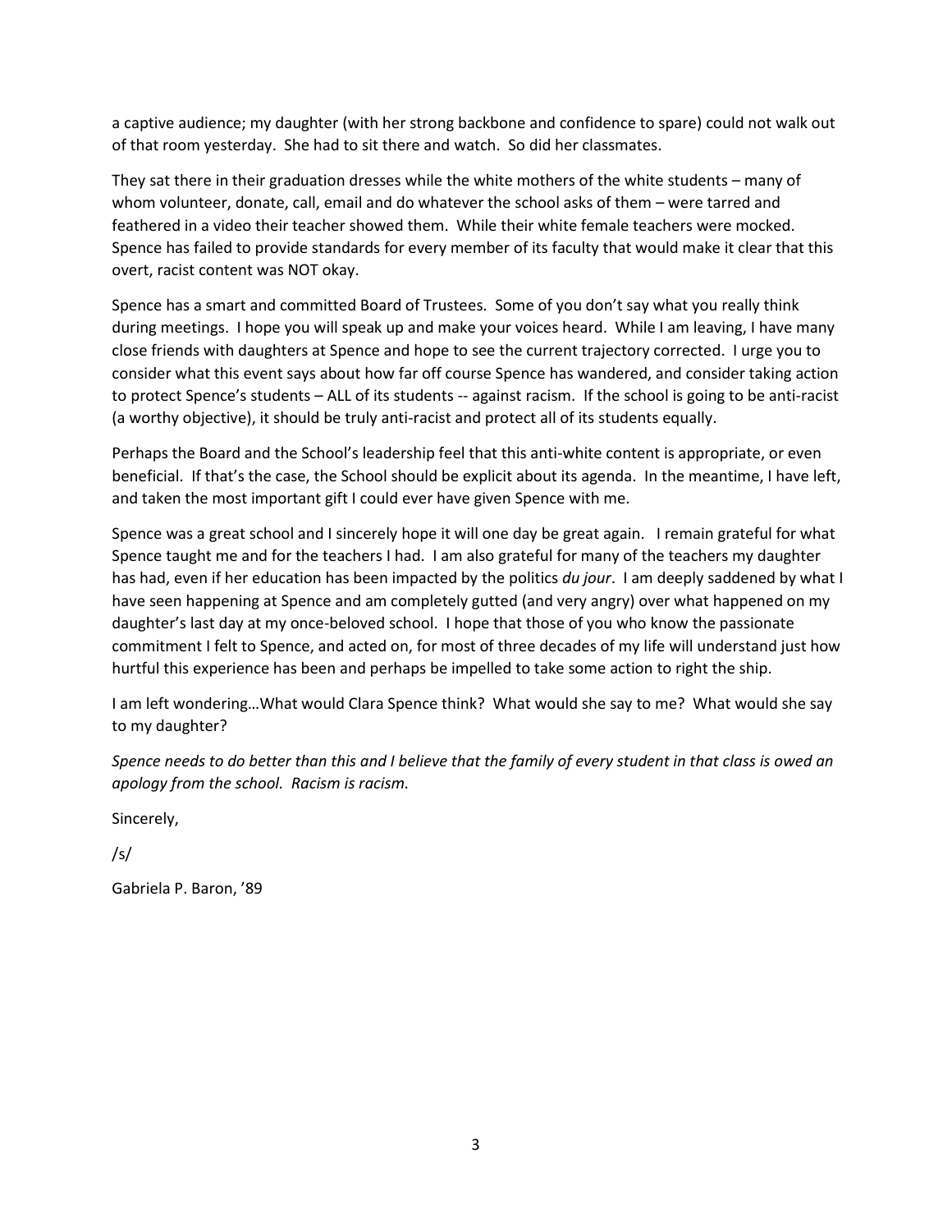a captive audience; my daughter (with her strong backbone and confidence to spare) could not walk out of that room yesterday. She had to sit there and watch. So did her classmates.

They sat there in their graduation dresses while the white mothers of the white students – many of whom volunteer, donate, call, email and do whatever the school asks of them – were tarred and feathered in a video their teacher showed them. While their white female teachers were mocked. Spence has failed to provide standards for every member of its faculty that would make it clear that this overt, racist content was NOT okay.

Spence has a smart and committed Board of Trustees. Some of you don't say what you really think during meetings. I hope you will speak up and make your voices heard. While I am leaving, I have many close friends with daughters at Spence and hope to see the current trajectory corrected. I urge you to consider what this event says about how far off course Spence has wandered, and consider taking action to protect Spence's students – ALL of its students -- against racism. If the school is going to be anti-racist (a worthy objective), it should be truly anti-racist and protect all of its students equally.

Perhaps the Board and the School's leadership feel that this anti-white content is appropriate, or even beneficial. If that's the case, the School should be explicit about its agenda. In the meantime, I have left, and taken the most important gift I could ever have given Spence with me.

Spence was a great school and I sincerely hope it will one day be great again. I remain grateful for what Spence taught me and for the teachers I had. I am also grateful for many of the teachers my daughter has had, even if her education has been impacted by the politics *du jour*. I am deeply saddened by what I have seen happening at Spence and am completely gutted (and very angry) over what happened on my daughter's last day at my once-beloved school. I hope that those of you who know the passionate commitment I felt to Spence, and acted on, for most of three decades of my life will understand just how hurtful this experience has been and perhaps be impelled to take some action to right the ship.

I am left wondering…What would Clara Spence think? What would she say to me? What would she say to my daughter?

*Spence needs to do better than this and I believe that the family of every student in that class is owed an apology from the school. Racism is racism.*

Sincerely,

/s/

Gabriela P. Baron, '89